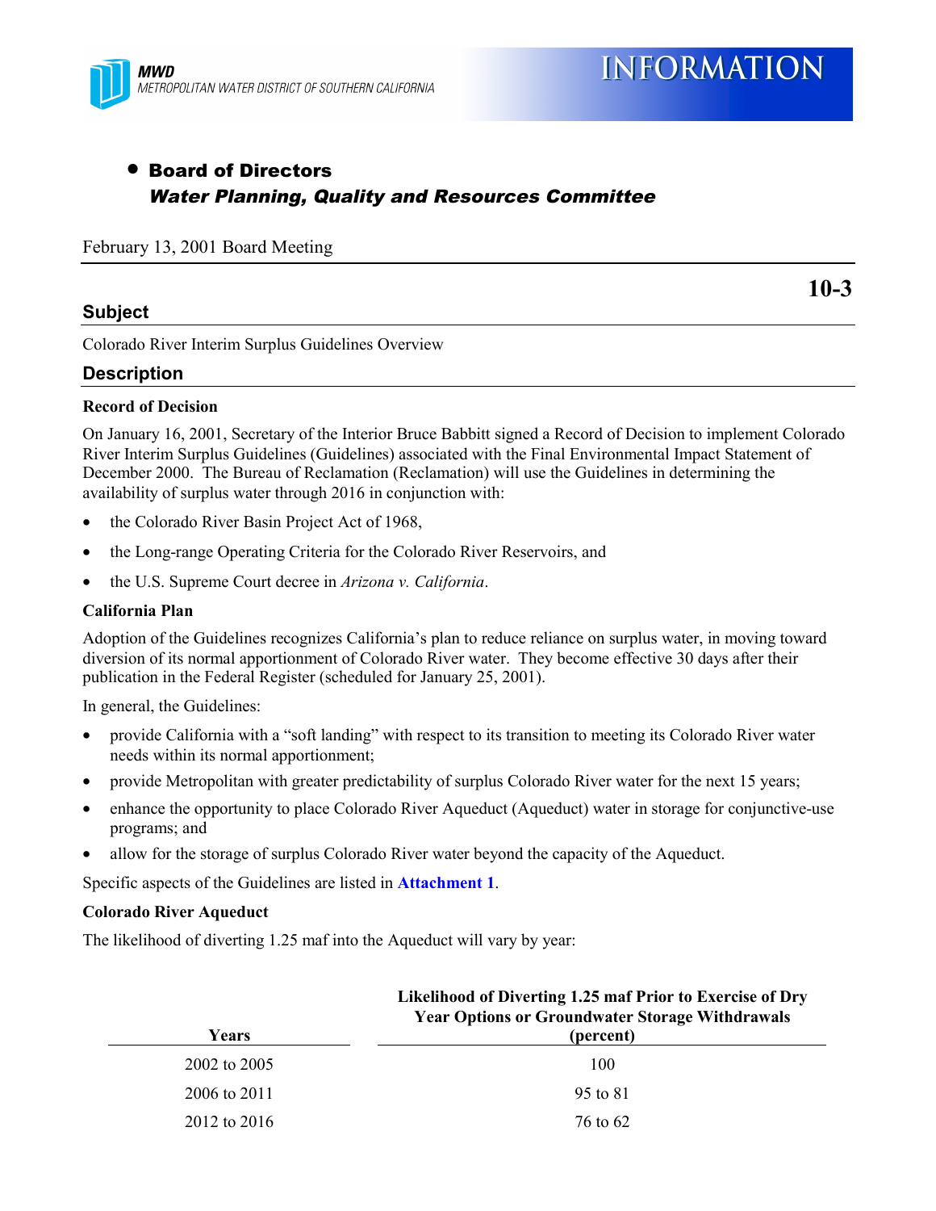MWD
METROPOLITAN WATER DISTRICT OF SOUTHERN CALIFORNIA

# INFORMATION

- **Board of Directors**
  ***Water Planning, Quality and Resources Committee***

February 13, 2001 Board Meeting

**10-3**

## Subject

Colorado River Interim Surplus Guidelines Overview

## Description

### Record of Decision

On January 16, 2001, Secretary of the Interior Bruce Babbitt signed a Record of Decision to implement Colorado River Interim Surplus Guidelines (Guidelines) associated with the Final Environmental Impact Statement of December 2000. The Bureau of Reclamation (Reclamation) will use the Guidelines in determining the availability of surplus water through 2016 in conjunction with:

- the Colorado River Basin Project Act of 1968,
- the Long-range Operating Criteria for the Colorado River Reservoirs, and
- the U.S. Supreme Court decree in *Arizona v. California*.

### California Plan

Adoption of the Guidelines recognizes California's plan to reduce reliance on surplus water, in moving toward diversion of its normal apportionment of Colorado River water. They become effective 30 days after their publication in the Federal Register (scheduled for January 25, 2001).

In general, the Guidelines:

- provide California with a "soft landing" with respect to its transition to meeting its Colorado River water needs within its normal apportionment;
- provide Metropolitan with greater predictability of surplus Colorado River water for the next 15 years;
- enhance the opportunity to place Colorado River Aqueduct (Aqueduct) water in storage for conjunctive-use programs; and
- allow for the storage of surplus Colorado River water beyond the capacity of the Aqueduct.

Specific aspects of the Guidelines are listed in **Attachment 1**.

### Colorado River Aqueduct

The likelihood of diverting 1.25 maf into the Aqueduct will vary by year:

| Years | Likelihood of Diverting 1.25 maf Prior to Exercise of Dry Year Options or Groundwater Storage Withdrawals (percent) |
|---|---|
| 2002 to 2005 | 100 |
| 2006 to 2011 | 95 to 81 |
| 2012 to 2016 | 76 to 62 |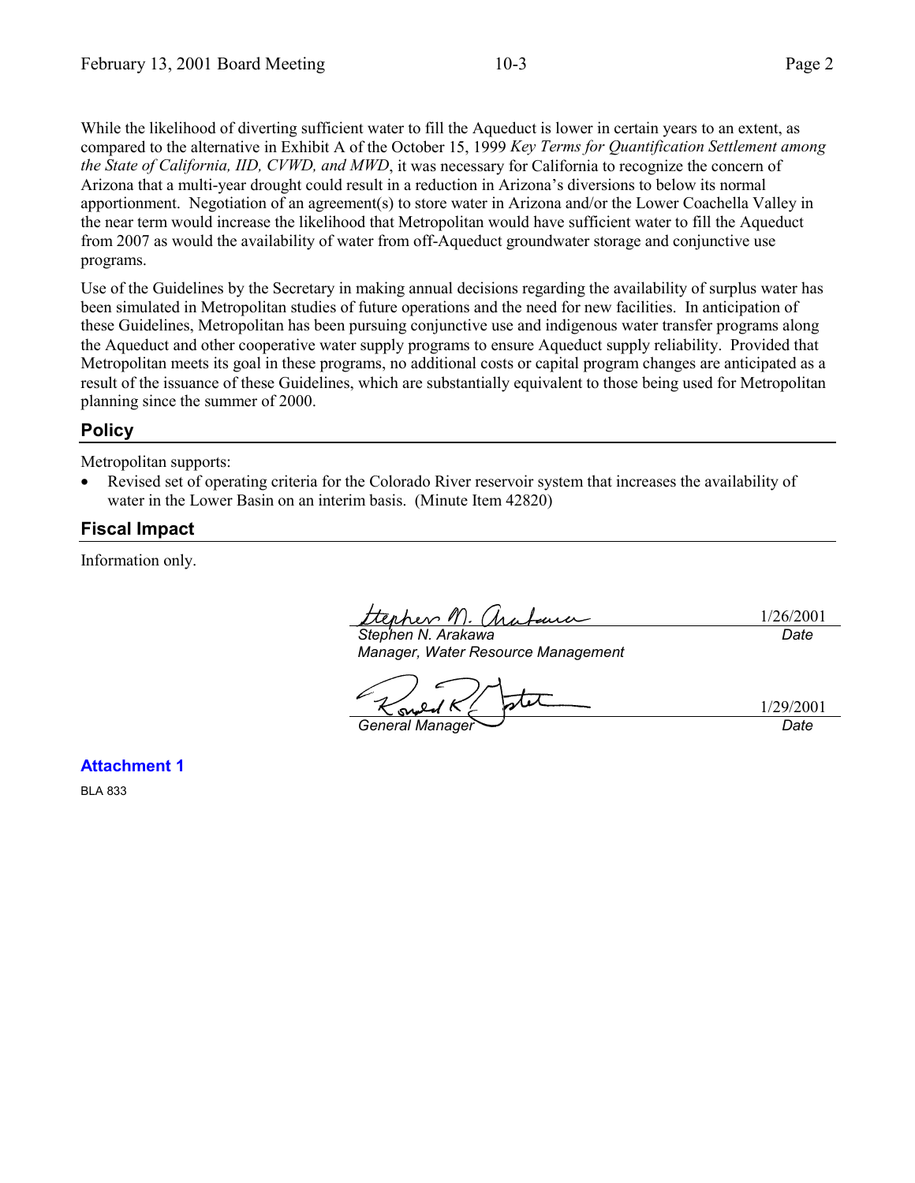While the likelihood of diverting sufficient water to fill the Aqueduct is lower in certain years to an extent, as compared to the alternative in Exhibit A of the October 15, 1999 *Key Terms for Quantification Settlement among the State of California, IID, CVWD, and MWD*, it was necessary for California to recognize the concern of Arizona that a multi-year drought could result in a reduction in Arizona's diversions to below its normal apportionment. Negotiation of an agreement(s) to store water in Arizona and/or the Lower Coachella Valley in the near term would increase the likelihood that Metropolitan would have sufficient water to fill the Aqueduct from 2007 as would the availability of water from off-Aqueduct groundwater storage and conjunctive use programs.

Use of the Guidelines by the Secretary in making annual decisions regarding the availability of surplus water has been simulated in Metropolitan studies of future operations and the need for new facilities. In anticipation of these Guidelines, Metropolitan has been pursuing conjunctive use and indigenous water transfer programs along the Aqueduct and other cooperative water supply programs to ensure Aqueduct supply reliability. Provided that Metropolitan meets its goal in these programs, no additional costs or capital program changes are anticipated as a result of the issuance of these Guidelines, which are substantially equivalent to those being used for Metropolitan planning since the summer of 2000.

## Policy

Metropolitan supports:

- Revised set of operating criteria for the Colorado River reservoir system that increases the availability of water in the Lower Basin on an interim basis. (Minute Item 42820)

## Fiscal Impact

Information only.

Stephen N. Arakawa — 1/26/2001
*Stephen N. Arakawa*
*Manager, Water Resource Management* — *Date*

Ronald R. Gastelum — 1/29/2001
*General Manager* — *Date*

**Attachment 1**

BLA 833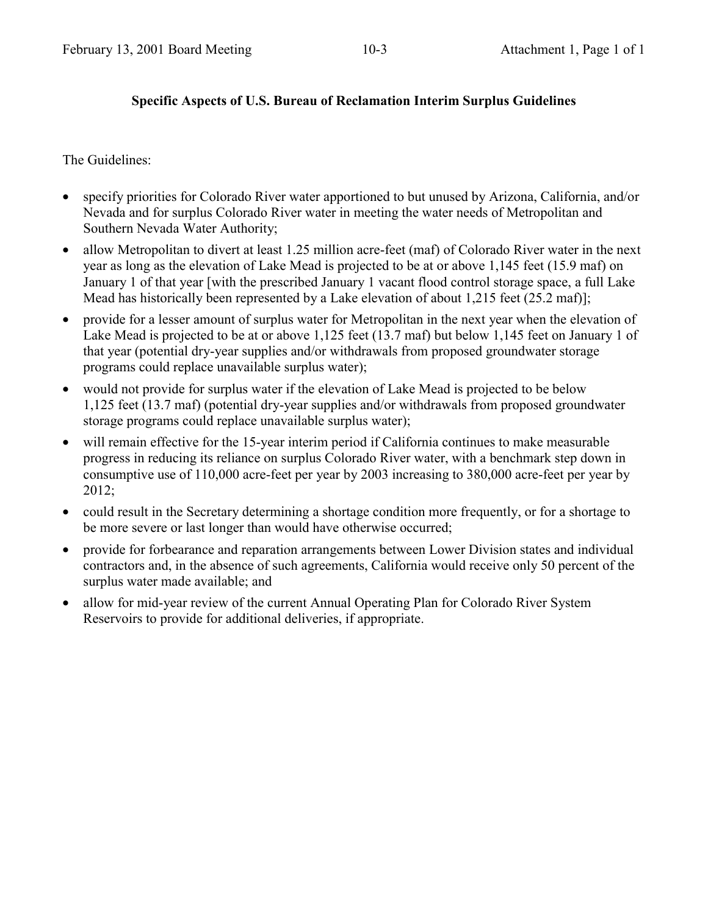**Specific Aspects of U.S. Bureau of Reclamation Interim Surplus Guidelines**

The Guidelines:

- specify priorities for Colorado River water apportioned to but unused by Arizona, California, and/or Nevada and for surplus Colorado River water in meeting the water needs of Metropolitan and Southern Nevada Water Authority;
- allow Metropolitan to divert at least 1.25 million acre-feet (maf) of Colorado River water in the next year as long as the elevation of Lake Mead is projected to be at or above 1,145 feet (15.9 maf) on January 1 of that year [with the prescribed January 1 vacant flood control storage space, a full Lake Mead has historically been represented by a Lake elevation of about 1,215 feet (25.2 maf)];
- provide for a lesser amount of surplus water for Metropolitan in the next year when the elevation of Lake Mead is projected to be at or above 1,125 feet (13.7 maf) but below 1,145 feet on January 1 of that year (potential dry-year supplies and/or withdrawals from proposed groundwater storage programs could replace unavailable surplus water);
- would not provide for surplus water if the elevation of Lake Mead is projected to be below 1,125 feet (13.7 maf) (potential dry-year supplies and/or withdrawals from proposed groundwater storage programs could replace unavailable surplus water);
- will remain effective for the 15-year interim period if California continues to make measurable progress in reducing its reliance on surplus Colorado River water, with a benchmark step down in consumptive use of 110,000 acre-feet per year by 2003 increasing to 380,000 acre-feet per year by 2012;
- could result in the Secretary determining a shortage condition more frequently, or for a shortage to be more severe or last longer than would have otherwise occurred;
- provide for forbearance and reparation arrangements between Lower Division states and individual contractors and, in the absence of such agreements, California would receive only 50 percent of the surplus water made available; and
- allow for mid-year review of the current Annual Operating Plan for Colorado River System Reservoirs to provide for additional deliveries, if appropriate.